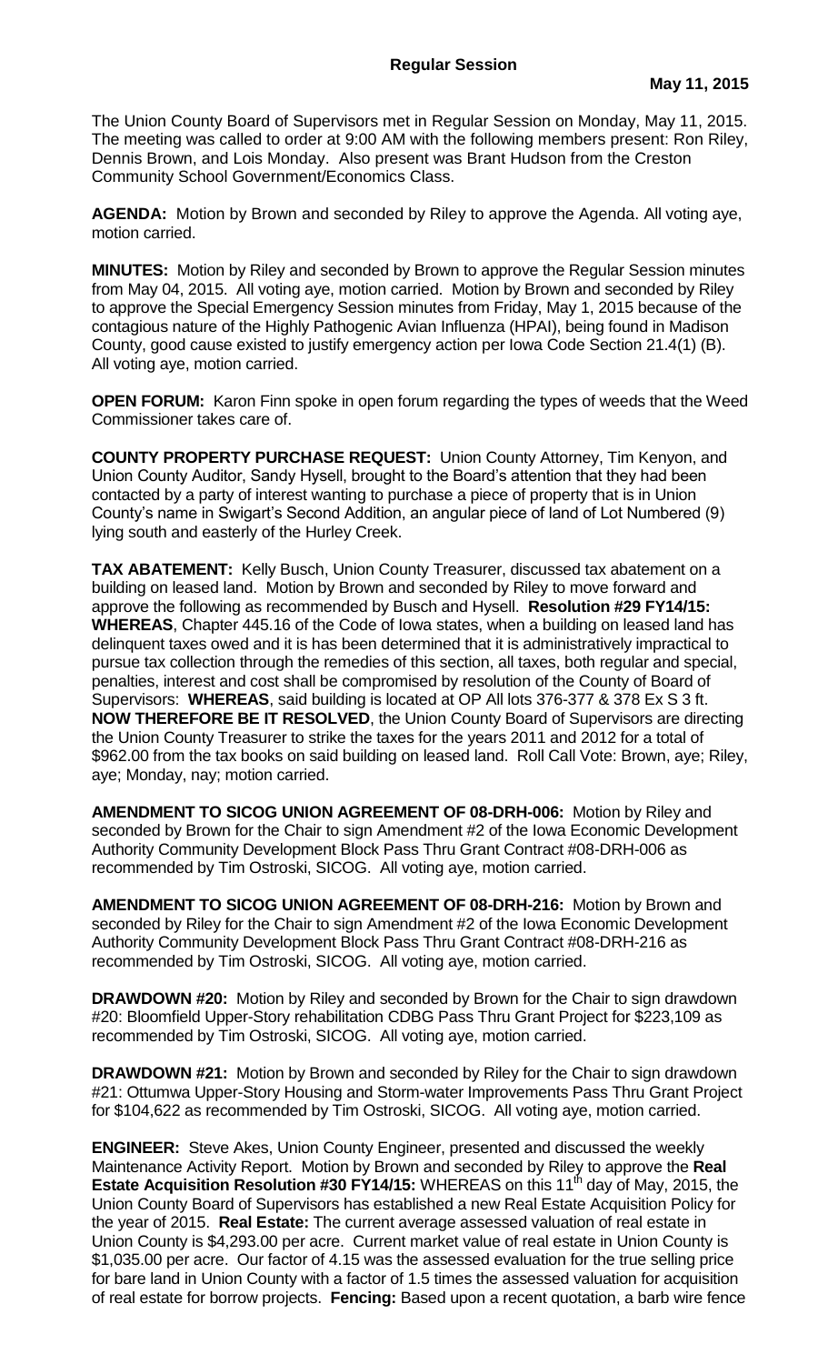**Regular Session**

**May 11, 2015**

The Union County Board of Supervisors met in Regular Session on Monday, May 11, 2015. The meeting was called to order at 9:00 AM with the following members present: Ron Riley, Dennis Brown, and Lois Monday. Also present was Brant Hudson from the Creston Community School Government/Economics Class.

**AGENDA:** Motion by Brown and seconded by Riley to approve the Agenda. All voting aye, motion carried.

**MINUTES:** Motion by Riley and seconded by Brown to approve the Regular Session minutes from May 04, 2015. All voting aye, motion carried. Motion by Brown and seconded by Riley to approve the Special Emergency Session minutes from Friday, May 1, 2015 because of the contagious nature of the Highly Pathogenic Avian Influenza (HPAI), being found in Madison County, good cause existed to justify emergency action per Iowa Code Section 21.4(1) (B). All voting aye, motion carried.

**OPEN FORUM:** Karon Finn spoke in open forum regarding the types of weeds that the Weed Commissioner takes care of.

**COUNTY PROPERTY PURCHASE REQUEST:** Union County Attorney, Tim Kenyon, and Union County Auditor, Sandy Hysell, brought to the Board's attention that they had been contacted by a party of interest wanting to purchase a piece of property that is in Union County's name in Swigart's Second Addition, an angular piece of land of Lot Numbered (9) lying south and easterly of the Hurley Creek.

**TAX ABATEMENT:** Kelly Busch, Union County Treasurer, discussed tax abatement on a building on leased land. Motion by Brown and seconded by Riley to move forward and approve the following as recommended by Busch and Hysell. **Resolution #29 FY14/15: WHEREAS**, Chapter 445.16 of the Code of Iowa states, when a building on leased land has delinquent taxes owed and it is has been determined that it is administratively impractical to pursue tax collection through the remedies of this section, all taxes, both regular and special, penalties, interest and cost shall be compromised by resolution of the County of Board of Supervisors: **WHEREAS**, said building is located at OP All lots 376-377 & 378 Ex S 3 ft. **NOW THEREFORE BE IT RESOLVED**, the Union County Board of Supervisors are directing the Union County Treasurer to strike the taxes for the years 2011 and 2012 for a total of $962.00 from the tax books on said building on leased land. Roll Call Vote: Brown, aye; Riley, aye; Monday, nay; motion carried.

**AMENDMENT TO SICOG UNION AGREEMENT OF 08-DRH-006:** Motion by Riley and seconded by Brown for the Chair to sign Amendment #2 of the Iowa Economic Development Authority Community Development Block Pass Thru Grant Contract #08-DRH-006 as recommended by Tim Ostroski, SICOG. All voting aye, motion carried.

**AMENDMENT TO SICOG UNION AGREEMENT OF 08-DRH-216:** Motion by Brown and seconded by Riley for the Chair to sign Amendment #2 of the Iowa Economic Development Authority Community Development Block Pass Thru Grant Contract #08-DRH-216 as recommended by Tim Ostroski, SICOG. All voting aye, motion carried.

**DRAWDOWN #20:** Motion by Riley and seconded by Brown for the Chair to sign drawdown #20: Bloomfield Upper-Story rehabilitation CDBG Pass Thru Grant Project for $223,109 as recommended by Tim Ostroski, SICOG. All voting aye, motion carried.

**DRAWDOWN #21:** Motion by Brown and seconded by Riley for the Chair to sign drawdown #21: Ottumwa Upper-Story Housing and Storm-water Improvements Pass Thru Grant Project for $104,622 as recommended by Tim Ostroski, SICOG. All voting aye, motion carried.

**ENGINEER:** Steve Akes, Union County Engineer, presented and discussed the weekly Maintenance Activity Report. Motion by Brown and seconded by Riley to approve the **Real Estate Acquisition Resolution #30 FY14/15:** WHEREAS on this 11th day of May, 2015, the Union County Board of Supervisors has established a new Real Estate Acquisition Policy for the year of 2015. **Real Estate:** The current average assessed valuation of real estate in Union County is $4,293.00 per acre. Current market value of real estate in Union County is $1,035.00 per acre. Our factor of 4.15 was the assessed evaluation for the true selling price for bare land in Union County with a factor of 1.5 times the assessed valuation for acquisition of real estate for borrow projects. **Fencing:** Based upon a recent quotation, a barb wire fence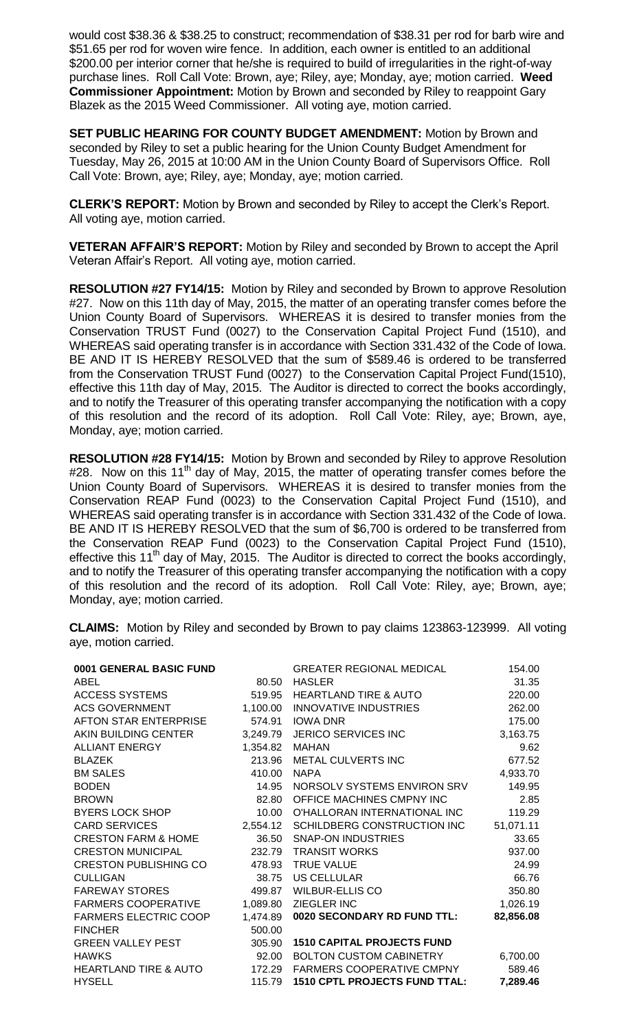would cost $38.36 & $38.25 to construct; recommendation of $38.31 per rod for barb wire and $51.65 per rod for woven wire fence. In addition, each owner is entitled to an additional $200.00 per interior corner that he/she is required to build of irregularities in the right-of-way purchase lines. Roll Call Vote: Brown, aye; Riley, aye; Monday, aye; motion carried. **Weed Commissioner Appointment:** Motion by Brown and seconded by Riley to reappoint Gary Blazek as the 2015 Weed Commissioner. All voting aye, motion carried.

**SET PUBLIC HEARING FOR COUNTY BUDGET AMENDMENT:** Motion by Brown and seconded by Riley to set a public hearing for the Union County Budget Amendment for Tuesday, May 26, 2015 at 10:00 AM in the Union County Board of Supervisors Office. Roll Call Vote: Brown, aye; Riley, aye; Monday, aye; motion carried.

**CLERK'S REPORT:** Motion by Brown and seconded by Riley to accept the Clerk's Report. All voting aye, motion carried.

**VETERAN AFFAIR'S REPORT:** Motion by Riley and seconded by Brown to accept the April Veteran Affair's Report. All voting aye, motion carried.

**RESOLUTION #27 FY14/15:** Motion by Riley and seconded by Brown to approve Resolution #27. Now on this 11th day of May, 2015, the matter of an operating transfer comes before the Union County Board of Supervisors. WHEREAS it is desired to transfer monies from the Conservation TRUST Fund (0027) to the Conservation Capital Project Fund (1510), and WHEREAS said operating transfer is in accordance with Section 331.432 of the Code of Iowa. BE AND IT IS HEREBY RESOLVED that the sum of $589.46 is ordered to be transferred from the Conservation TRUST Fund (0027) to the Conservation Capital Project Fund(1510), effective this 11th day of May, 2015. The Auditor is directed to correct the books accordingly, and to notify the Treasurer of this operating transfer accompanying the notification with a copy of this resolution and the record of its adoption. Roll Call Vote: Riley, aye; Brown, aye, Monday, aye; motion carried.

**RESOLUTION #28 FY14/15:** Motion by Brown and seconded by Riley to approve Resolution #28. Now on this 11th day of May, 2015, the matter of operating transfer comes before the Union County Board of Supervisors. WHEREAS it is desired to transfer monies from the Conservation REAP Fund (0023) to the Conservation Capital Project Fund (1510), and WHEREAS said operating transfer is in accordance with Section 331.432 of the Code of Iowa. BE AND IT IS HEREBY RESOLVED that the sum of $6,700 is ordered to be transferred from the Conservation REAP Fund (0023) to the Conservation Capital Project Fund (1510), effective this 11th day of May, 2015. The Auditor is directed to correct the books accordingly, and to notify the Treasurer of this operating transfer accompanying the notification with a copy of this resolution and the record of its adoption. Roll Call Vote: Riley, aye; Brown, aye; Monday, aye; motion carried.

**CLAIMS:** Motion by Riley and seconded by Brown to pay claims 123863-123999. All voting aye, motion carried.

| **0001 GENERAL BASIC FUND** | |
|---|---|
| ABEL | 80.50 |
| ACCESS SYSTEMS | 519.95 |
| ACS GOVERNMENT | 1,100.00 |
| AFTON STAR ENTERPRISE | 574.91 |
| AKIN BUILDING CENTER | 3,249.79 |
| ALLIANT ENERGY | 1,354.82 |
| BLAZEK | 213.96 |
| BM SALES | 410.00 |
| BODEN | 14.95 |
| BROWN | 82.80 |
| BYERS LOCK SHOP | 10.00 |
| CARD SERVICES | 2,554.12 |
| CRESTON FARM & HOME | 36.50 |
| CRESTON MUNICIPAL | 232.79 |
| CRESTON PUBLISHING CO | 478.93 |
| CULLIGAN | 38.75 |
| FAREWAY STORES | 499.87 |
| FARMERS COOPERATIVE | 1,089.80 |
| FARMERS ELECTRIC COOP | 1,474.89 |
| FINCHER | 500.00 |
| GREEN VALLEY PEST | 305.90 |
| HAWKS | 92.00 |
| HEARTLAND TIRE & AUTO | 172.29 |
| HYSELL | 115.79 |

| | |
|---|---|
| GREATER REGIONAL MEDICAL | 154.00 |
| HASLER | 31.35 |
| HEARTLAND TIRE & AUTO | 220.00 |
| INNOVATIVE INDUSTRIES | 262.00 |
| IOWA DNR | 175.00 |
| JERICO SERVICES INC | 3,163.75 |
| MAHAN | 9.62 |
| METAL CULVERTS INC | 677.52 |
| NAPA | 4,933.70 |
| NORSOLV SYSTEMS ENVIRON SRV | 149.95 |
| OFFICE MACHINES CMPNY INC | 2.85 |
| O'HALLORAN INTERNATIONAL INC | 119.29 |
| SCHILDBERG CONSTRUCTION INC | 51,071.11 |
| SNAP-ON INDUSTRIES | 33.65 |
| TRANSIT WORKS | 937.00 |
| TRUE VALUE | 24.99 |
| US CELLULAR | 66.76 |
| WILBUR-ELLIS CO | 350.80 |
| ZIEGLER INC | 1,026.19 |
| **0020 SECONDARY RD FUND TTL:** | **82,856.08** |
| | |
| **1510 CAPITAL PROJECTS FUND** | |
| BOLTON CUSTOM CABINETRY | 6,700.00 |
| FARMERS COOPERATIVE CMPNY | 589.46 |
| **1510 CPTL PROJECTS FUND TTAL:** | **7,289.46** |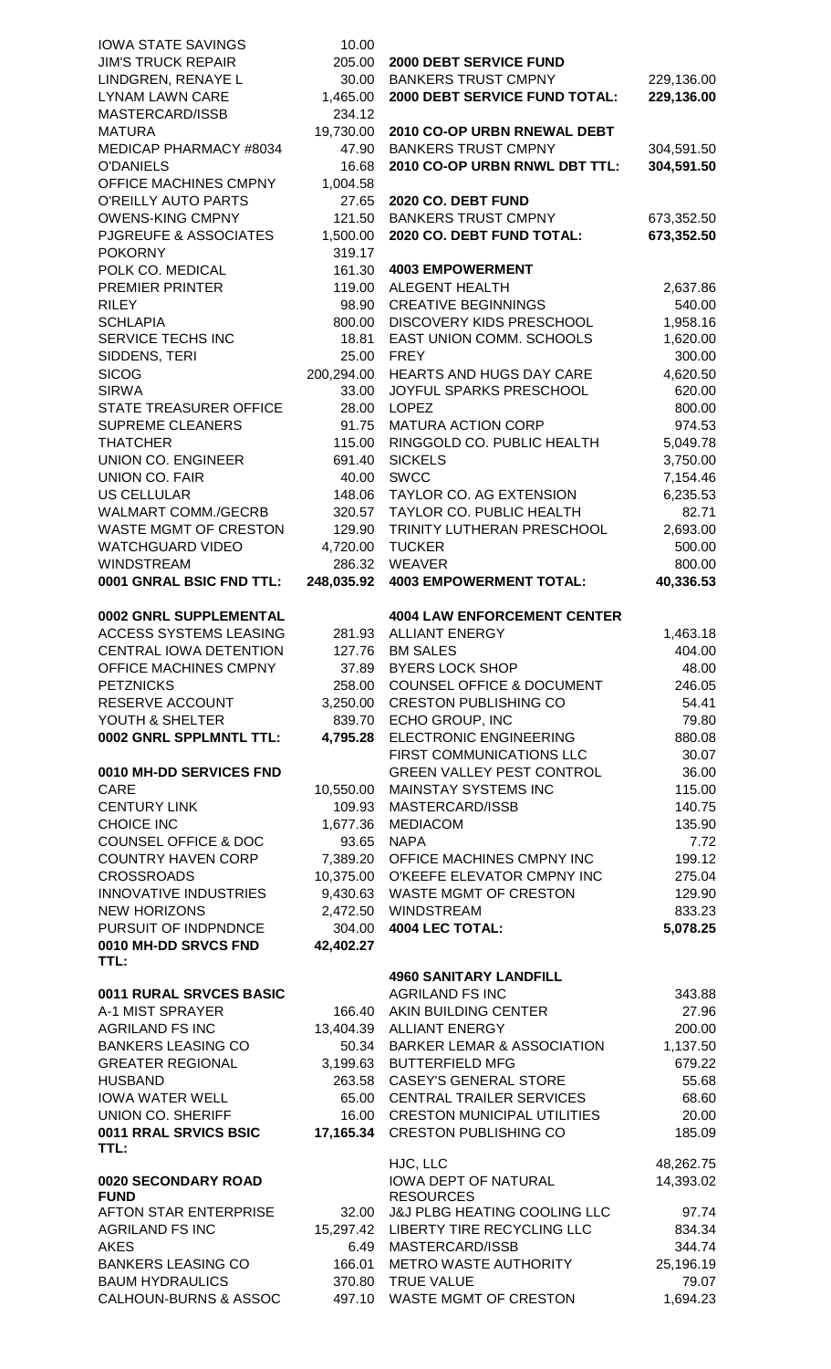| | |
|---|---|
| IOWA STATE SAVINGS | 10.00 |
| JIM'S TRUCK REPAIR | 205.00 |
| LINDGREN, RENAYE L | 30.00 |
| LYNAM LAWN CARE | 1,465.00 |
| MASTERCARD/ISSB | 234.12 |
| MATURA | 19,730.00 |
| MEDICAP PHARMACY #8034 | 47.90 |
| O'DANIELS | 16.68 |
| OFFICE MACHINES CMPNY | 1,004.58 |
| O'REILLY AUTO PARTS | 27.65 |
| OWENS-KING CMPNY | 121.50 |
| PJGREUFE & ASSOCIATES | 1,500.00 |
| POKORNY | 319.17 |
| POLK CO. MEDICAL | 161.30 |
| PREMIER PRINTER | 119.00 |
| RILEY | 98.90 |
| SCHLAPIA | 800.00 |
| SERVICE TECHS INC | 18.81 |
| SIDDENS, TERI | 25.00 |
| SICOG | 200,294.00 |
| SIRWA | 33.00 |
| STATE TREASURER OFFICE | 28.00 |
| SUPREME CLEANERS | 91.75 |
| THATCHER | 115.00 |
| UNION CO. ENGINEER | 691.40 |
| UNION CO. FAIR | 40.00 |
| US CELLULAR | 148.06 |
| WALMART COMM./GECRB | 320.57 |
| WASTE MGMT OF CRESTON | 129.90 |
| WATCHGUARD VIDEO | 4,720.00 |
| WINDSTREAM | 286.32 |
| **0001 GNRAL BSIC FND TTL:** | **248,035.92** |

**0002 GNRL SUPPLEMENTAL**

| | |
|---|---|
| ACCESS SYSTEMS LEASING | 281.93 |
| CENTRAL IOWA DETENTION | 127.76 |
| OFFICE MACHINES CMPNY | 37.89 |
| PETZNICKS | 258.00 |
| RESERVE ACCOUNT | 3,250.00 |
| YOUTH & SHELTER | 839.70 |
| **0002 GNRL SPPLMNTL TTL:** | **4,795.28** |

**0010 MH-DD SERVICES FND**

| | |
|---|---|
| CARE | 10,550.00 |
| CENTURY LINK | 109.93 |
| CHOICE INC | 1,677.36 |
| COUNSEL OFFICE & DOC | 93.65 |
| COUNTRY HAVEN CORP | 7,389.20 |
| CROSSROADS | 10,375.00 |
| INNOVATIVE INDUSTRIES | 9,430.63 |
| NEW HORIZONS | 2,472.50 |
| PURSUIT OF INDPNDNCE | 304.00 |
| **0010 MH-DD SRVCS FND TTL:** | **42,402.27** |

**0011 RURAL SRVCES BASIC**

| | |
|---|---|
| A-1 MIST SPRAYER | 166.40 |
| AGRILAND FS INC | 13,404.39 |
| BANKERS LEASING CO | 50.34 |
| GREATER REGIONAL | 3,199.63 |
| HUSBAND | 263.58 |
| IOWA WATER WELL | 65.00 |
| UNION CO. SHERIFF | 16.00 |
| **0011 RRAL SRVICS BSIC TTL:** | **17,165.34** |

**0020 SECONDARY ROAD FUND**

| | |
|---|---|
| AFTON STAR ENTERPRISE | 32.00 |
| AGRILAND FS INC | 15,297.42 |
| AKES | 6.49 |
| BANKERS LEASING CO | 166.01 |
| BAUM HYDRAULICS | 370.80 |
| CALHOUN-BURNS & ASSOC | 497.10 |

**2000 DEBT SERVICE FUND**

| | |
|---|---|
| BANKERS TRUST CMPNY | 229,136.00 |
| **2000 DEBT SERVICE FUND TOTAL:** | **229,136.00** |

**2010 CO-OP URBN RNEWAL DEBT**

| | |
|---|---|
| BANKERS TRUST CMPNY | 304,591.50 |
| **2010 CO-OP URBN RNWL DBT TTL:** | **304,591.50** |

**2020 CO. DEBT FUND**

| | |
|---|---|
| BANKERS TRUST CMPNY | 673,352.50 |
| **2020 CO. DEBT FUND TOTAL:** | **673,352.50** |

**4003 EMPOWERMENT**

| | |
|---|---|
| ALEGENT HEALTH | 2,637.86 |
| CREATIVE BEGINNINGS | 540.00 |
| DISCOVERY KIDS PRESCHOOL | 1,958.16 |
| EAST UNION COMM. SCHOOLS | 1,620.00 |
| FREY | 300.00 |
| HEARTS AND HUGS DAY CARE | 4,620.50 |
| JOYFUL SPARKS PRESCHOOL | 620.00 |
| LOPEZ | 800.00 |
| MATURA ACTION CORP | 974.53 |
| RINGGOLD CO. PUBLIC HEALTH | 5,049.78 |
| SICKELS | 3,750.00 |
| SWCC | 7,154.46 |
| TAYLOR CO. AG EXTENSION | 6,235.53 |
| TAYLOR CO. PUBLIC HEALTH | 82.71 |
| TRINITY LUTHERAN PRESCHOOL | 2,693.00 |
| TUCKER | 500.00 |
| WEAVER | 800.00 |
| **4003 EMPOWERMENT TOTAL:** | **40,336.53** |

**4004 LAW ENFORCEMENT CENTER**

| | |
|---|---|
| ALLIANT ENERGY | 1,463.18 |
| BM SALES | 404.00 |
| BYERS LOCK SHOP | 48.00 |
| COUNSEL OFFICE & DOCUMENT | 246.05 |
| CRESTON PUBLISHING CO | 54.41 |
| ECHO GROUP, INC | 79.80 |
| ELECTRONIC ENGINEERING | 880.08 |
| FIRST COMMUNICATIONS LLC | 30.07 |
| GREEN VALLEY PEST CONTROL | 36.00 |
| MAINSTAY SYSTEMS INC | 115.00 |
| MASTERCARD/ISSB | 140.75 |
| MEDIACOM | 135.90 |
| NAPA | 7.72 |
| OFFICE MACHINES CMPNY INC | 199.12 |
| O'KEEFE ELEVATOR CMPNY INC | 275.04 |
| WASTE MGMT OF CRESTON | 129.90 |
| WINDSTREAM | 833.23 |
| **4004 LEC TOTAL:** | **5,078.25** |

**4960 SANITARY LANDFILL**

| | |
|---|---|
| AGRILAND FS INC | 343.88 |
| AKIN BUILDING CENTER | 27.96 |
| ALLIANT ENERGY | 200.00 |
| BARKER LEMAR & ASSOCIATION | 1,137.50 |
| BUTTERFIELD MFG | 679.22 |
| CASEY'S GENERAL STORE | 55.68 |
| CENTRAL TRAILER SERVICES | 68.60 |
| CRESTON MUNICIPAL UTILITIES | 20.00 |
| CRESTON PUBLISHING CO | 185.09 |
| HJC, LLC | 48,262.75 |
| IOWA DEPT OF NATURAL RESOURCES | 14,393.02 |
| J&J PLBG HEATING COOLING LLC | 97.74 |
| LIBERTY TIRE RECYCLING LLC | 834.34 |
| MASTERCARD/ISSB | 344.74 |
| METRO WASTE AUTHORITY | 25,196.19 |
| TRUE VALUE | 79.07 |
| WASTE MGMT OF CRESTON | 1,694.23 |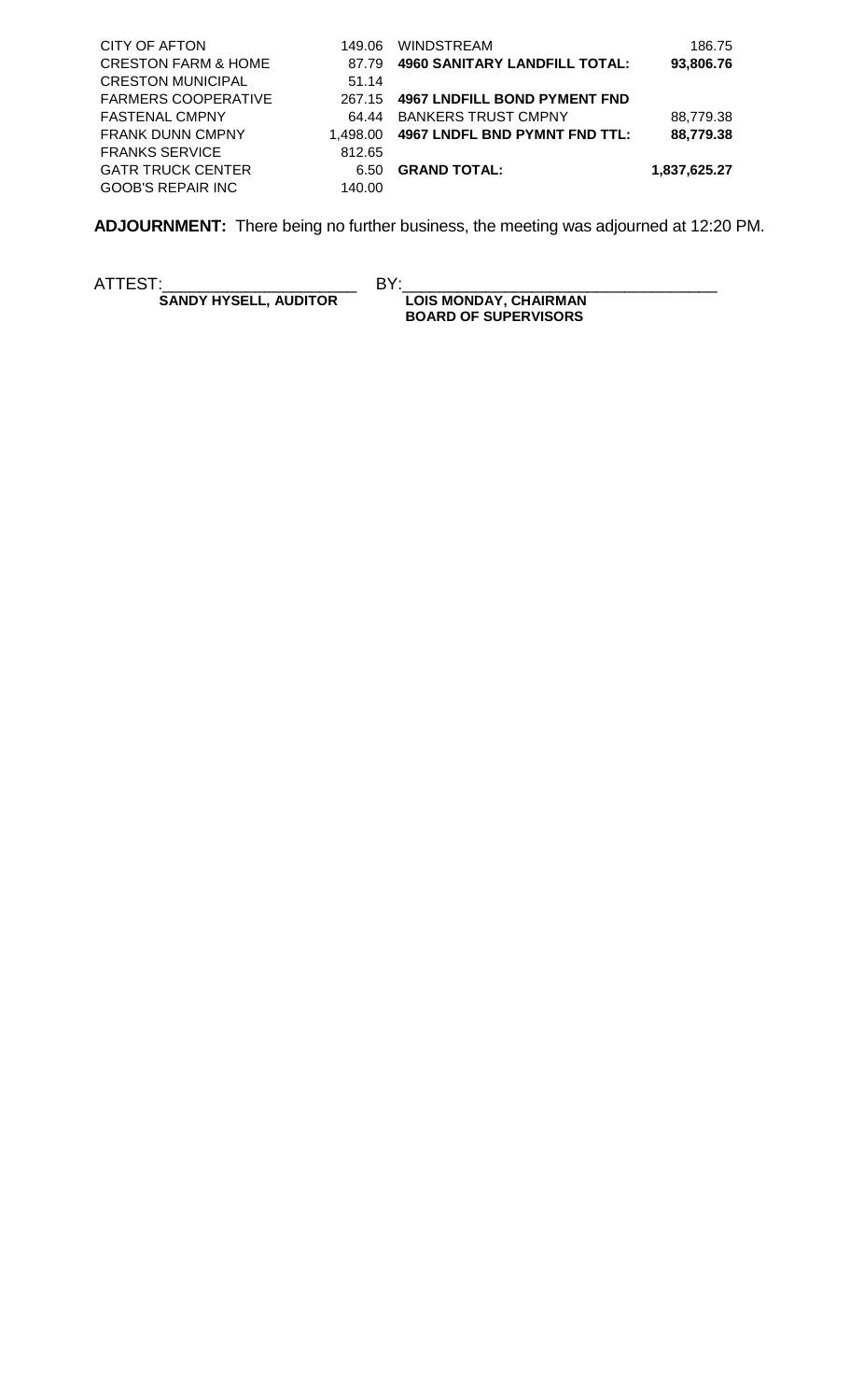| | | | |
|---|---|---|---|
| CITY OF AFTON | 149.06 | WINDSTREAM | 186.75 |
| CRESTON FARM & HOME | 87.79 | **4960 SANITARY LANDFILL TOTAL:** | **93,806.76** |
| CRESTON MUNICIPAL | 51.14 | | |
| FARMERS COOPERATIVE | 267.15 | **4967 LNDFILL BOND PYMENT FND** | |
| FASTENAL CMPNY | 64.44 | BANKERS TRUST CMPNY | 88,779.38 |
| FRANK DUNN CMPNY | 1,498.00 | **4967 LNDFL BND PYMNT FND TTL:** | **88,779.38** |
| FRANKS SERVICE | 812.65 | | |
| GATR TRUCK CENTER | 6.50 | **GRAND TOTAL:** | **1,837,625.27** |
| GOOB'S REPAIR INC | 140.00 | | |

**ADJOURNMENT:** There being no further business, the meeting was adjourned at 12:20 PM.

ATTEST:_____________________ BY:_________________________________

**SANDY HYSELL, AUDITOR** **LOIS MONDAY, CHAIRMAN**
**BOARD OF SUPERVISORS**